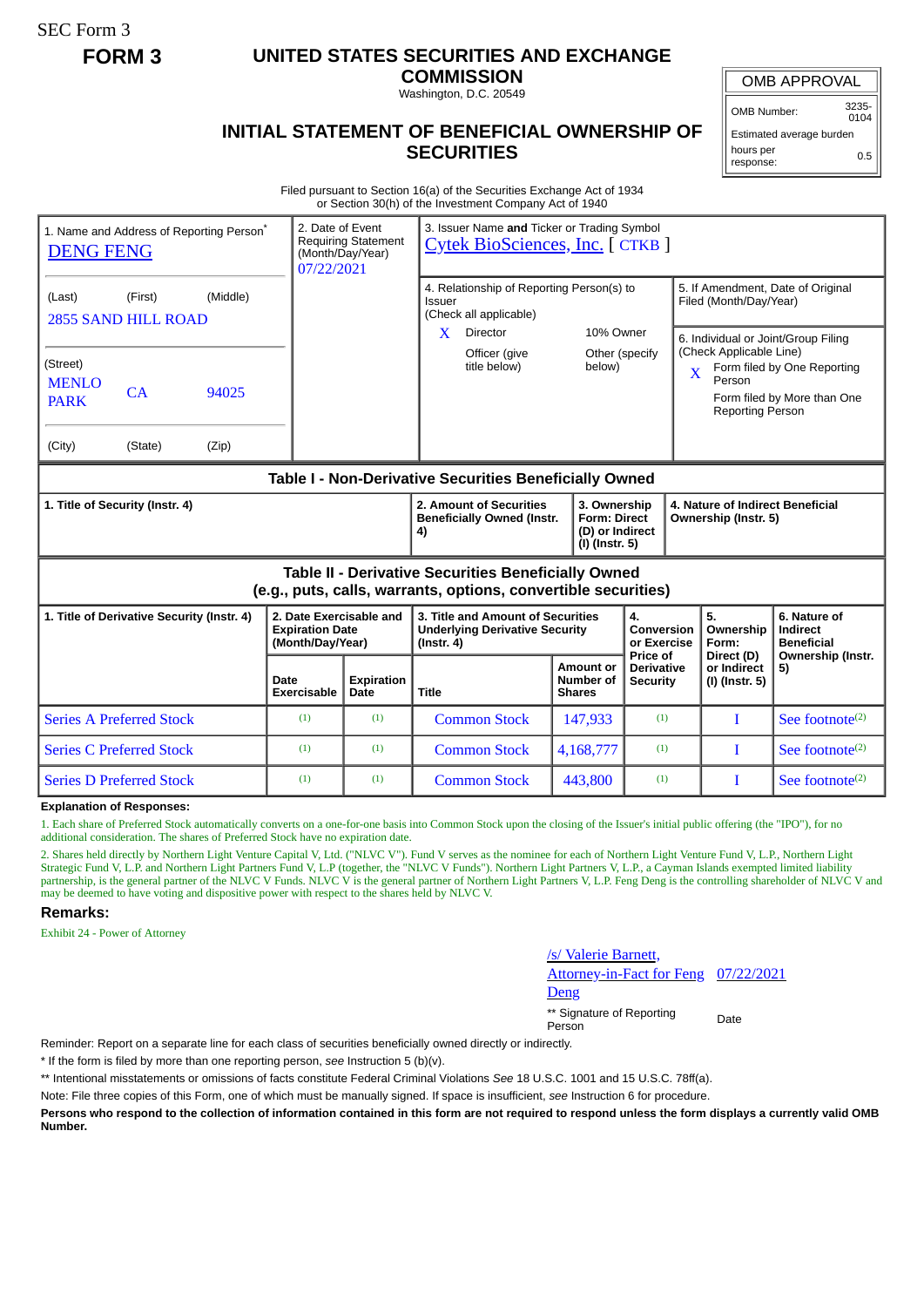SEC Form 3

**FORM 3**

# UNITED STATES SECURITIES AND EXCHANGE COMMISSION

Washington, D.C. 20549

## INITIAL STATEMENT OF BENEFICIAL OWNERSHIP OF SECURITIES

| OMB APPROVAL | |
|---|---|
| OMB Number: | 3235-0104 |
| Estimated average burden | |
| hours per response: | 0.5 |

Filed pursuant to Section 16(a) of the Securities Exchange Act of 1934
or Section 30(h) of the Investment Company Act of 1940

1. Name and Address of Reporting Person*
DENG FENG

(Last) (First) (Middle)
2855 SAND HILL ROAD

(Street)
MENLO PARK CA 94025

(City) (State) (Zip)

2. Date of Event Requiring Statement (Month/Day/Year)
07/22/2021

3. Issuer Name **and** Ticker or Trading Symbol
Cytek BioSciences, Inc. [ CTKB ]

4. Relationship of Reporting Person(s) to Issuer
(Check all applicable)
X Director
10% Owner
Officer (give title below)
Other (specify below)

5. If Amendment, Date of Original Filed (Month/Day/Year)

6. Individual or Joint/Group Filing (Check Applicable Line)
X Form filed by One Reporting Person
Form filed by More than One Reporting Person

### Table I - Non-Derivative Securities Beneficially Owned

| 1. Title of Security (Instr. 4) | 2. Amount of Securities Beneficially Owned (Instr. 4) | 3. Ownership Form: Direct (D) or Indirect (I) (Instr. 5) | 4. Nature of Indirect Beneficial Ownership (Instr. 5) |
|---|---|---|---|

### Table II - Derivative Securities Beneficially Owned (e.g., puts, calls, warrants, options, convertible securities)

| 1. Title of Derivative Security (Instr. 4) | 2. Date Exercisable and Expiration Date (Month/Day/Year) | | 3. Title and Amount of Securities Underlying Derivative Security (Instr. 4) | | 4. Conversion or Exercise Price of Derivative Security | 5. Ownership Form: Direct (D) or Indirect (I) (Instr. 5) | 6. Nature of Indirect Beneficial Ownership (Instr. 5) |
|---|---|---|---|---|---|---|---|
| | Date Exercisable | Expiration Date | Title | Amount or Number of Shares | | | |
| Series A Preferred Stock | (1) | (1) | Common Stock | 147,933 | (1) | I | See footnote(2) |
| Series C Preferred Stock | (1) | (1) | Common Stock | 4,168,777 | (1) | I | See footnote(2) |
| Series D Preferred Stock | (1) | (1) | Common Stock | 443,800 | (1) | I | See footnote(2) |

**Explanation of Responses:**

1. Each share of Preferred Stock automatically converts on a one-for-one basis into Common Stock upon the closing of the Issuer's initial public offering (the "IPO"), for no additional consideration. The shares of Preferred Stock have no expiration date.

2. Shares held directly by Northern Light Venture Capital V, Ltd. ("NLVC V"). Fund V serves as the nominee for each of Northern Light Venture Fund V, L.P., Northern Light Strategic Fund V, L.P. and Northern Light Partners Fund V, L.P (together, the "NLVC V Funds"). Northern Light Partners V, L.P., a Cayman Islands exempted limited liability partnership, is the general partner of the NLVC V Funds. NLVC V is the general partner of Northern Light Partners V, L.P. Feng Deng is the controlling shareholder of NLVC V and may be deemed to have voting and dispositive power with respect to the shares held by NLVC V.

## Remarks:

Exhibit 24 - Power of Attorney

/s/ Valerie Barnett, Attorney-in-Fact for Feng Deng — 07/22/2021

** Signature of Reporting Person — Date

Reminder: Report on a separate line for each class of securities beneficially owned directly or indirectly.

\* If the form is filed by more than one reporting person, *see* Instruction 5 (b)(v).

** Intentional misstatements or omissions of facts constitute Federal Criminal Violations *See* 18 U.S.C. 1001 and 15 U.S.C. 78ff(a).

Note: File three copies of this Form, one of which must be manually signed. If space is insufficient, *see* Instruction 6 for procedure.

**Persons who respond to the collection of information contained in this form are not required to respond unless the form displays a currently valid OMB Number.**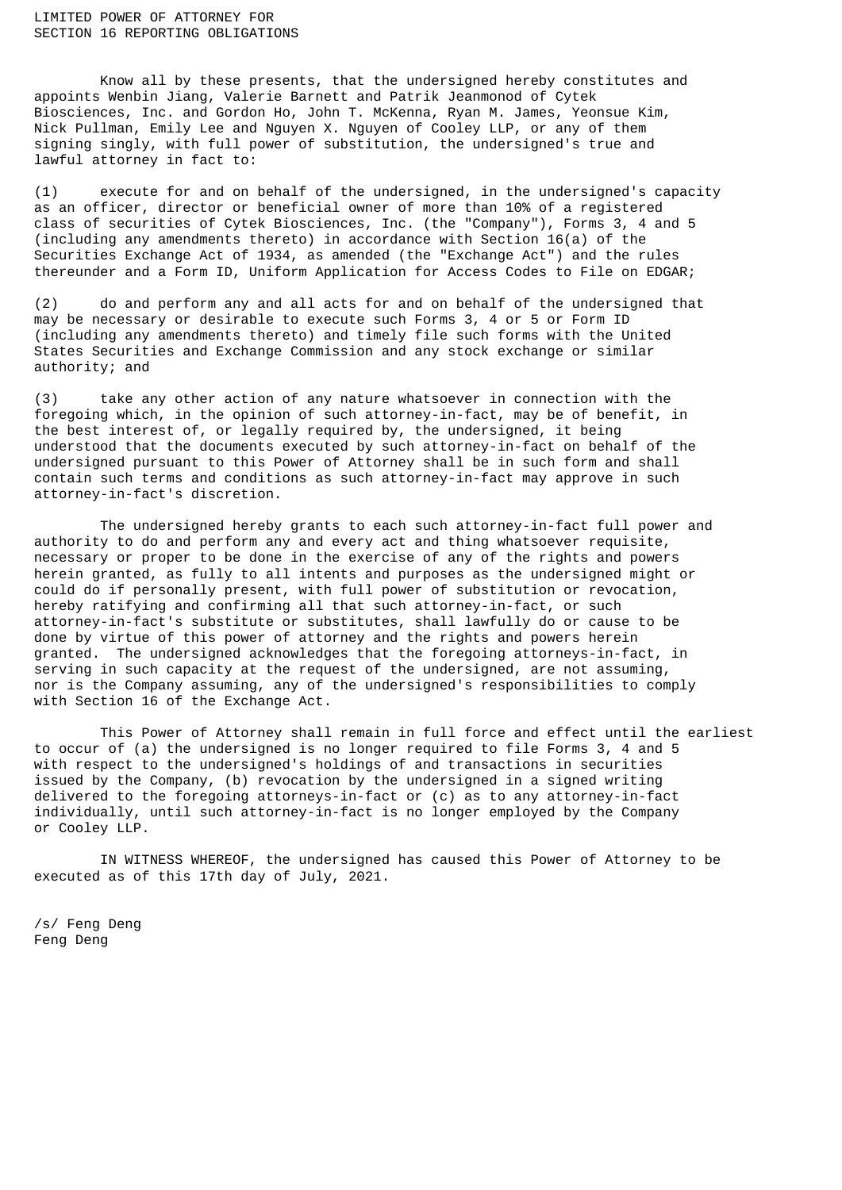# LIMITED POWER OF ATTORNEY FOR SECTION 16 REPORTING OBLIGATIONS

Know all by these presents, that the undersigned hereby constitutes and appoints Wenbin Jiang, Valerie Barnett and Patrik Jeanmonod of Cytek Biosciences, Inc. and Gordon Ho, John T. McKenna, Ryan M. James, Yeonsue Kim, Nick Pullman, Emily Lee and Nguyen X. Nguyen of Cooley LLP, or any of them signing singly, with full power of substitution, the undersigned's true and lawful attorney in fact to:

(1) execute for and on behalf of the undersigned, in the undersigned's capacity as an officer, director or beneficial owner of more than 10% of a registered class of securities of Cytek Biosciences, Inc. (the "Company"), Forms 3, 4 and 5 (including any amendments thereto) in accordance with Section 16(a) of the Securities Exchange Act of 1934, as amended (the "Exchange Act") and the rules thereunder and a Form ID, Uniform Application for Access Codes to File on EDGAR;

(2) do and perform any and all acts for and on behalf of the undersigned that may be necessary or desirable to execute such Forms 3, 4 or 5 or Form ID (including any amendments thereto) and timely file such forms with the United States Securities and Exchange Commission and any stock exchange or similar authority; and

(3) take any other action of any nature whatsoever in connection with the foregoing which, in the opinion of such attorney-in-fact, may be of benefit, in the best interest of, or legally required by, the undersigned, it being understood that the documents executed by such attorney-in-fact on behalf of the undersigned pursuant to this Power of Attorney shall be in such form and shall contain such terms and conditions as such attorney-in-fact may approve in such attorney-in-fact's discretion.

The undersigned hereby grants to each such attorney-in-fact full power and authority to do and perform any and every act and thing whatsoever requisite, necessary or proper to be done in the exercise of any of the rights and powers herein granted, as fully to all intents and purposes as the undersigned might or could do if personally present, with full power of substitution or revocation, hereby ratifying and confirming all that such attorney-in-fact, or such attorney-in-fact's substitute or substitutes, shall lawfully do or cause to be done by virtue of this power of attorney and the rights and powers herein granted. The undersigned acknowledges that the foregoing attorneys-in-fact, in serving in such capacity at the request of the undersigned, are not assuming, nor is the Company assuming, any of the undersigned's responsibilities to comply with Section 16 of the Exchange Act.

This Power of Attorney shall remain in full force and effect until the earliest to occur of (a) the undersigned is no longer required to file Forms 3, 4 and 5 with respect to the undersigned's holdings of and transactions in securities issued by the Company, (b) revocation by the undersigned in a signed writing delivered to the foregoing attorneys-in-fact or (c) as to any attorney-in-fact individually, until such attorney-in-fact is no longer employed by the Company or Cooley LLP.

IN WITNESS WHEREOF, the undersigned has caused this Power of Attorney to be executed as of this 17th day of July, 2021.

/s/ Feng Deng
Feng Deng